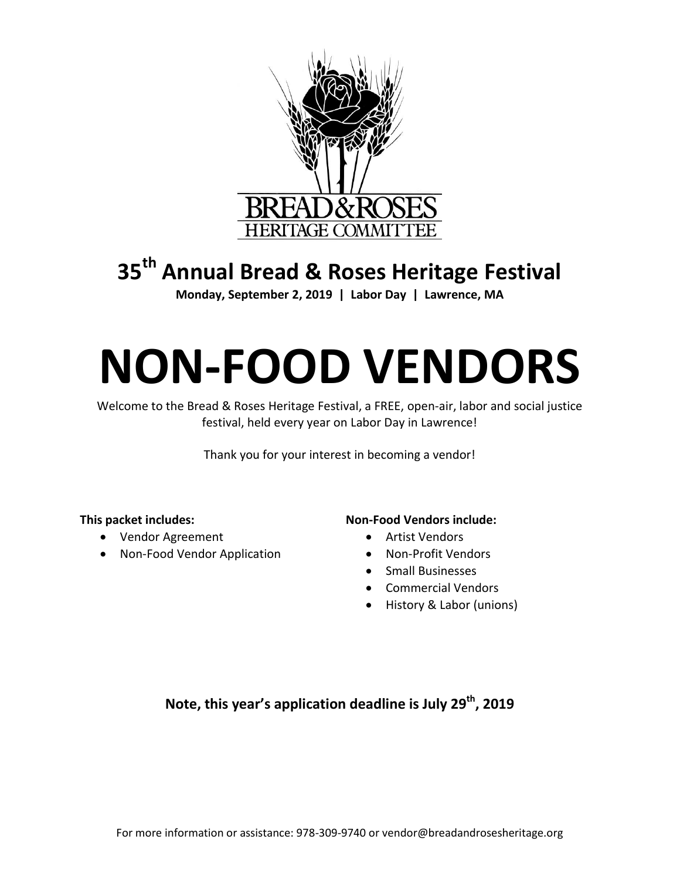BREAD&ROSES
HERITAGE COMMITTEE

# 35th Annual Bread & Roses Heritage Festival

**Monday, September 2, 2019 | Labor Day | Lawrence, MA**

# NON-FOOD VENDORS

Welcome to the Bread & Roses Heritage Festival, a FREE, open-air, labor and social justice festival, held every year on Labor Day in Lawrence!

Thank you for your interest in becoming a vendor!

**This packet includes:**

- Vendor Agreement
- Non-Food Vendor Application

**Non-Food Vendors include:**

- Artist Vendors
- Non-Profit Vendors
- Small Businesses
- Commercial Vendors
- History & Labor (unions)

**Note, this year's application deadline is July 29th, 2019**

For more information or assistance: 978-309-9740 or vendor@breadandrosesheritage.org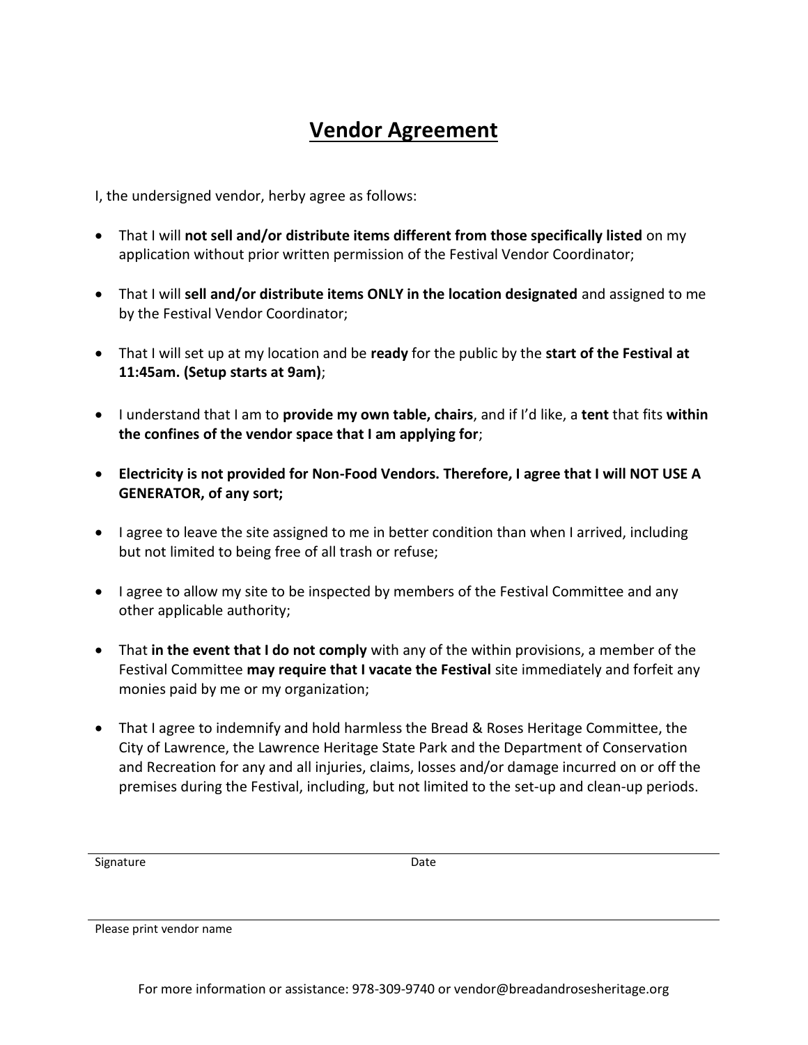# Vendor Agreement

I, the undersigned vendor, herby agree as follows:

- That I will **not sell and/or distribute items different from those specifically listed** on my application without prior written permission of the Festival Vendor Coordinator;
- That I will **sell and/or distribute items ONLY in the location designated** and assigned to me by the Festival Vendor Coordinator;
- That I will set up at my location and be **ready** for the public by the **start of the Festival at 11:45am. (Setup starts at 9am)**;
- I understand that I am to **provide my own table, chairs**, and if I'd like, a **tent** that fits **within the confines of the vendor space that I am applying for**;
- **Electricity is not provided for Non-Food Vendors. Therefore, I agree that I will NOT USE A GENERATOR, of any sort;**
- I agree to leave the site assigned to me in better condition than when I arrived, including but not limited to being free of all trash or refuse;
- I agree to allow my site to be inspected by members of the Festival Committee and any other applicable authority;
- That **in the event that I do not comply** with any of the within provisions, a member of the Festival Committee **may require that I vacate the Festival** site immediately and forfeit any monies paid by me or my organization;
- That I agree to indemnify and hold harmless the Bread & Roses Heritage Committee, the City of Lawrence, the Lawrence Heritage State Park and the Department of Conservation and Recreation for any and all injuries, claims, losses and/or damage incurred on or off the premises during the Festival, including, but not limited to the set-up and clean-up periods.

______________________________________________
Signature                                                                 Date

______________________________________________
Please print vendor name

For more information or assistance: 978-309-9740 or vendor@breadandrosesheritage.org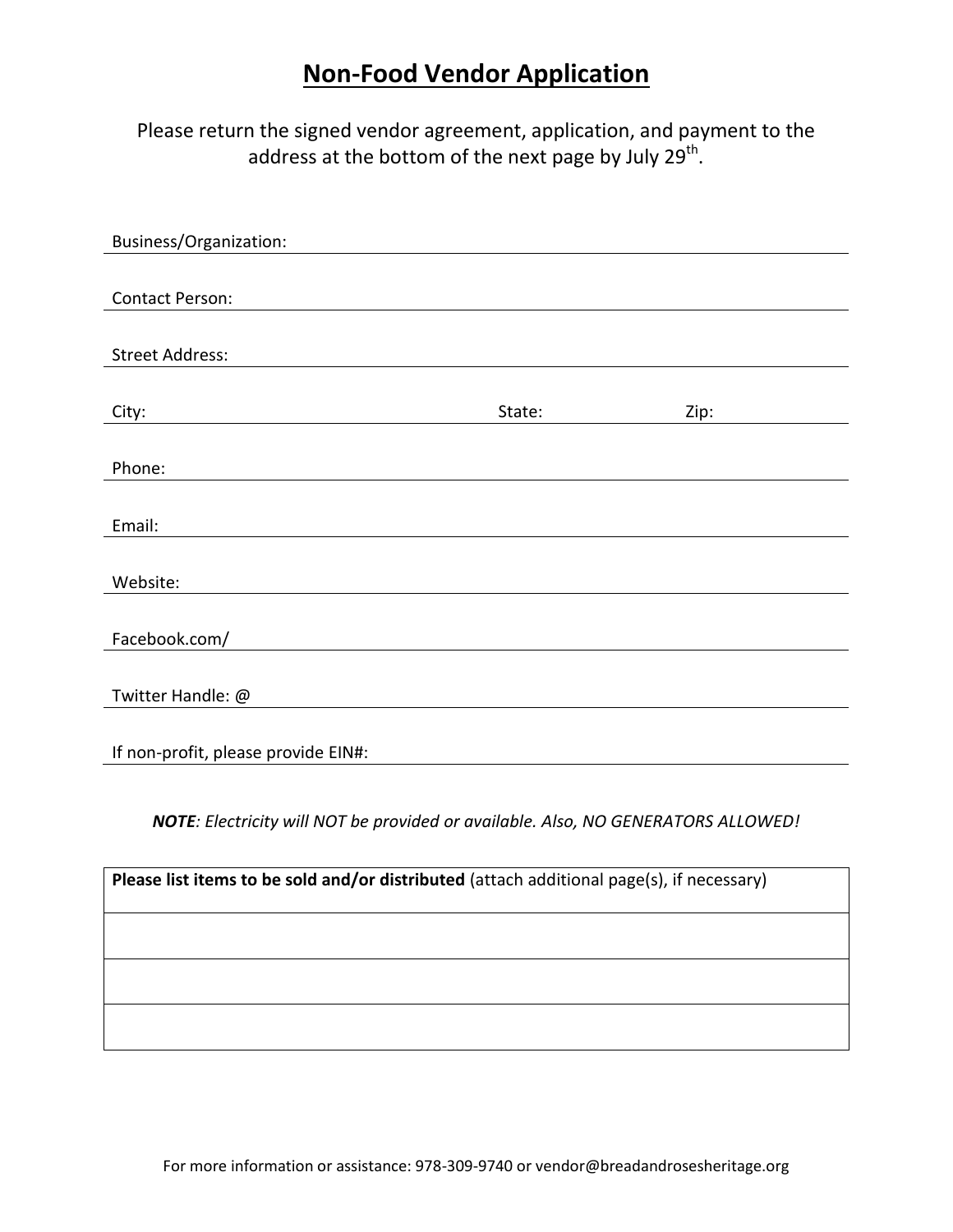# Non-Food Vendor Application

Please return the signed vendor agreement, application, and payment to the address at the bottom of the next page by July 29th.

Business/Organization: 

Contact Person: 

Street Address: 

City: State: Zip: 

Phone: 

Email: 

Website: 

Facebook.com/ 

Twitter Handle: @ 

If non-profit, please provide EIN#: 

***NOTE****: Electricity will NOT be provided or available. Also, NO GENERATORS ALLOWED!*

| **Please list items to be sold and/or distributed** (attach additional page(s), if necessary) |
|---|
| |
| |
| |

For more information or assistance: 978-309-9740 or vendor@breadandrosesheritage.org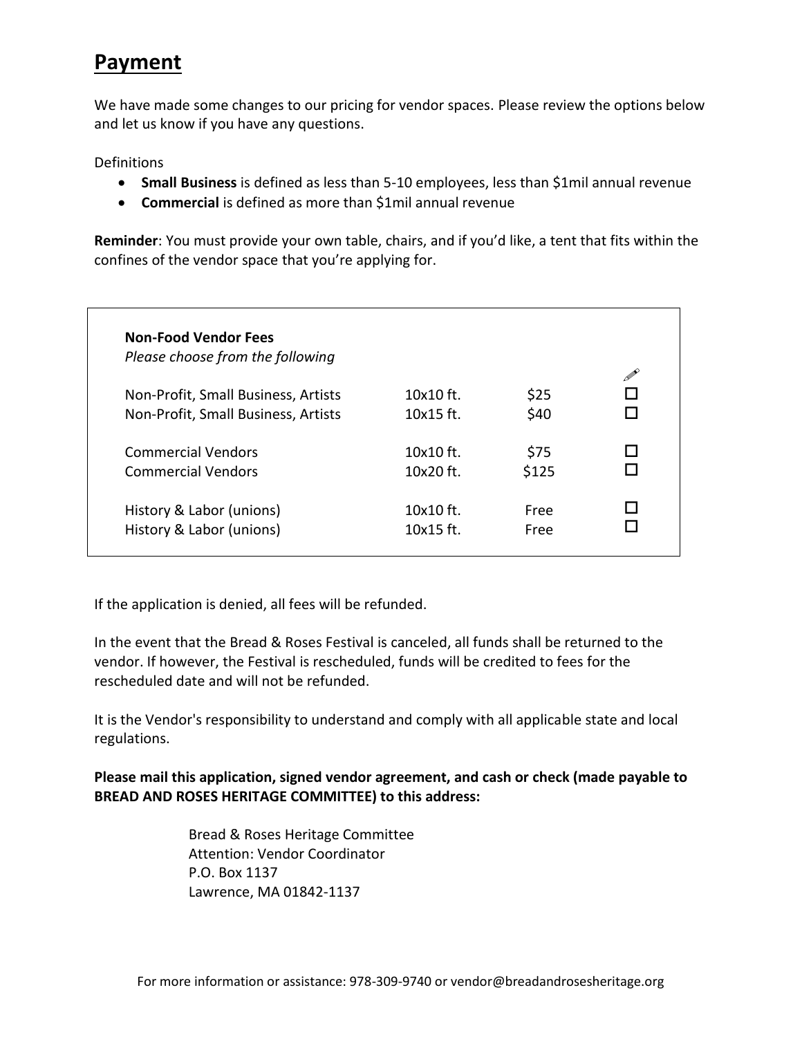## Payment

We have made some changes to our pricing for vendor spaces. Please review the options below and let us know if you have any questions.

Definitions

- **Small Business** is defined as less than 5-10 employees, less than $1mil annual revenue
- **Commercial** is defined as more than $1mil annual revenue

**Reminder**: You must provide your own table, chairs, and if you'd like, a tent that fits within the confines of the vendor space that you're applying for.

**Non-Food Vendor Fees**
*Please choose from the following*

| | | | |
|---|---|---|---|
| Non-Profit, Small Business, Artists | 10x10 ft. | $25 | ☐ |
| Non-Profit, Small Business, Artists | 10x15 ft. | $40 | ☐ |
| Commercial Vendors | 10x10 ft. | $75 | ☐ |
| Commercial Vendors | 10x20 ft. | $125 | ☐ |
| History & Labor (unions) | 10x10 ft. | Free | ☐ |
| History & Labor (unions) | 10x15 ft. | Free | ☐ |

If the application is denied, all fees will be refunded.

In the event that the Bread & Roses Festival is canceled, all funds shall be returned to the vendor. If however, the Festival is rescheduled, funds will be credited to fees for the rescheduled date and will not be refunded.

It is the Vendor's responsibility to understand and comply with all applicable state and local regulations.

**Please mail this application, signed vendor agreement, and cash or check (made payable to BREAD AND ROSES HERITAGE COMMITTEE) to this address:**

Bread & Roses Heritage Committee
Attention: Vendor Coordinator
P.O. Box 1137
Lawrence, MA 01842-1137

For more information or assistance: 978-309-9740 or vendor@breadandrosesheritage.org